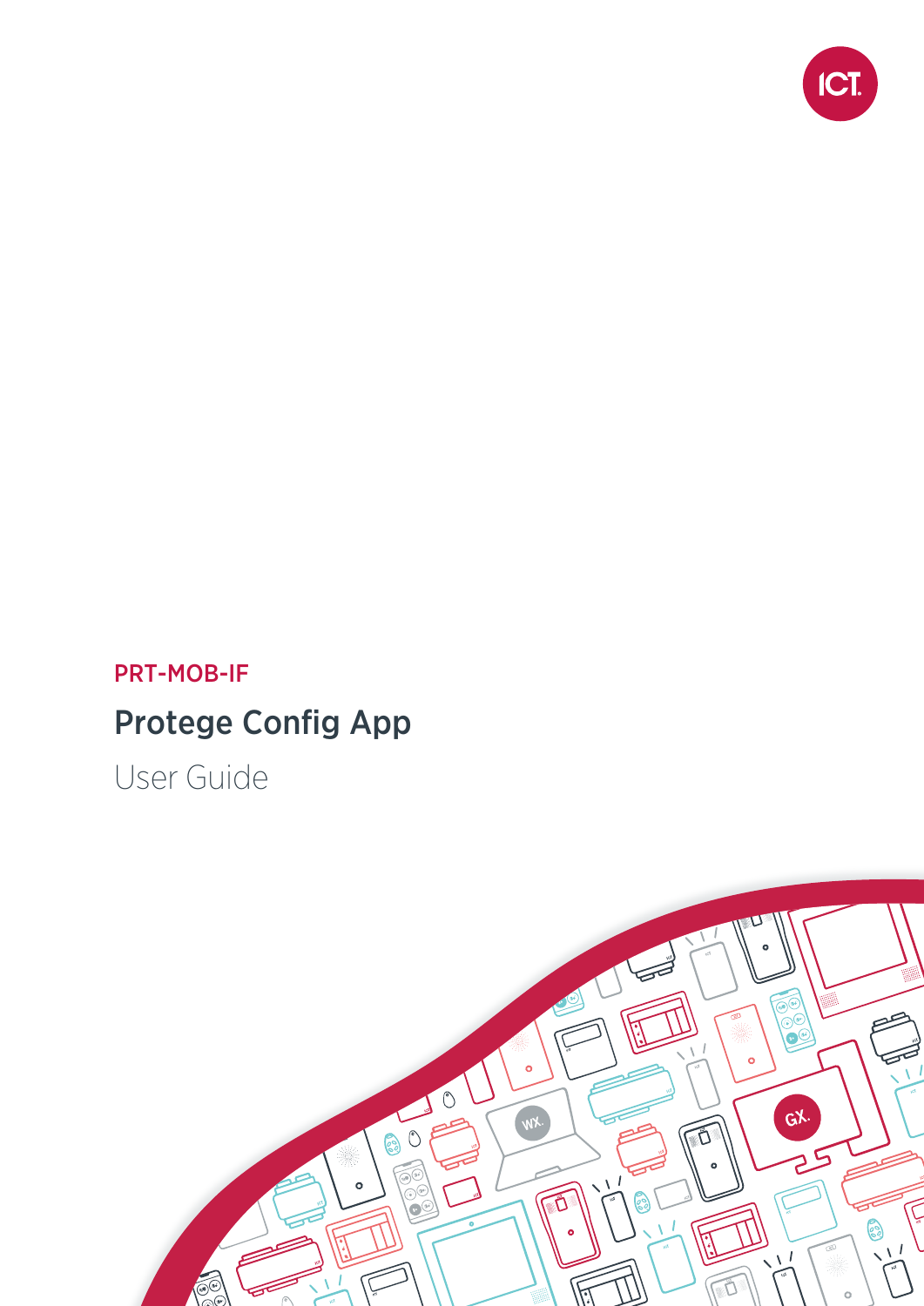PRT-MOB-IF

# Protege Config App

User Guide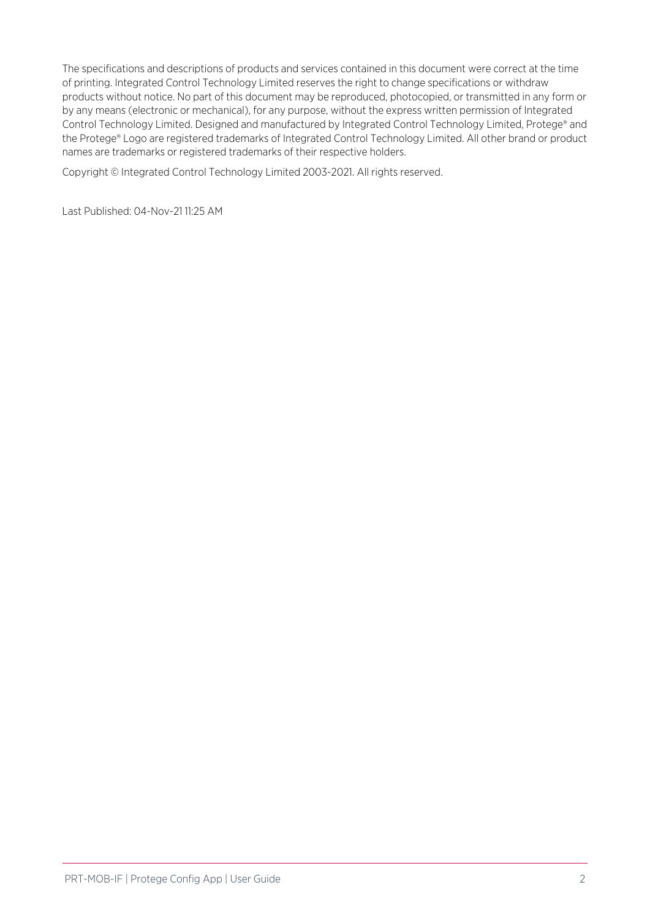The specifications and descriptions of products and services contained in this document were correct at the time of printing. Integrated Control Technology Limited reserves the right to change specifications or withdraw products without notice. No part of this document may be reproduced, photocopied, or transmitted in any form or by any means (electronic or mechanical), for any purpose, without the express written permission of Integrated Control Technology Limited. Designed and manufactured by Integrated Control Technology Limited, Protege® and the Protege® Logo are registered trademarks of Integrated Control Technology Limited. All other brand or product names are trademarks or registered trademarks of their respective holders.

Copyright © Integrated Control Technology Limited 2003-2021. All rights reserved.

Last Published: 04-Nov-21 11:25 AM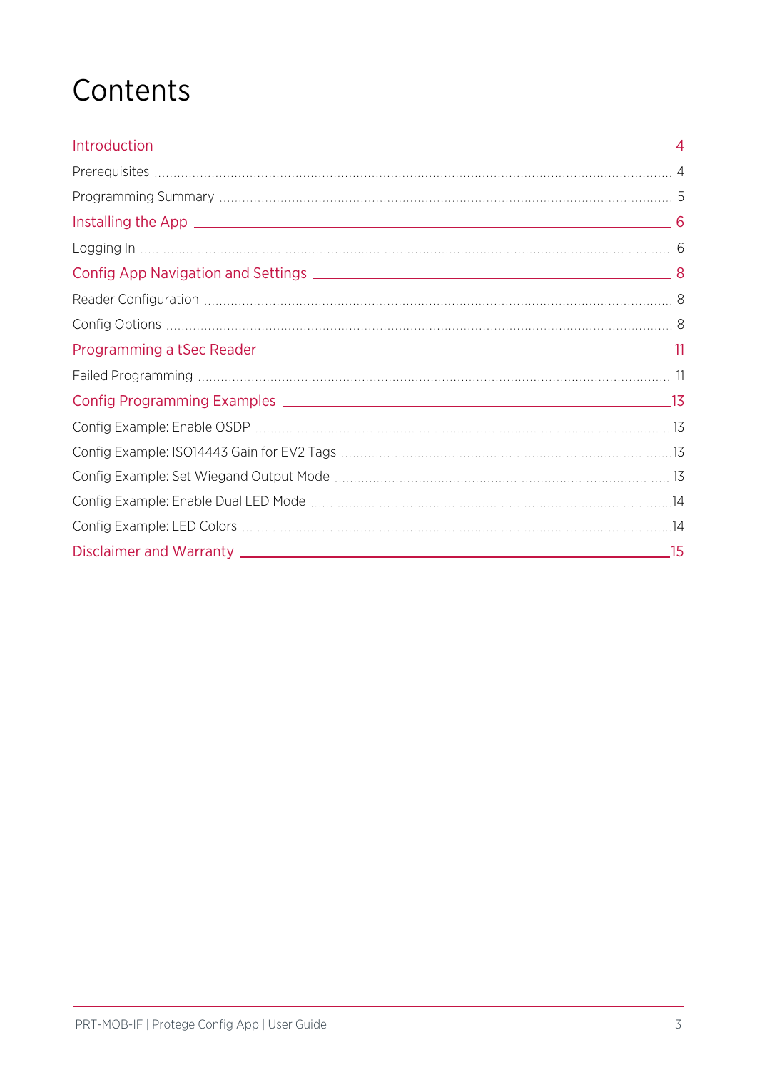# Contents

- Introduction — 4
  - Prerequisites — 4
  - Programming Summary — 5
- Installing the App — 6
  - Logging In — 6
- Config App Navigation and Settings — 8
  - Reader Configuration — 8
  - Config Options — 8
- Programming a tSec Reader — 11
  - Failed Programming — 11
- Config Programming Examples — 13
  - Config Example: Enable OSDP — 13
  - Config Example: ISO14443 Gain for EV2 Tags — 13
  - Config Example: Set Wiegand Output Mode — 13
  - Config Example: Enable Dual LED Mode — 14
  - Config Example: LED Colors — 14
- Disclaimer and Warranty — 15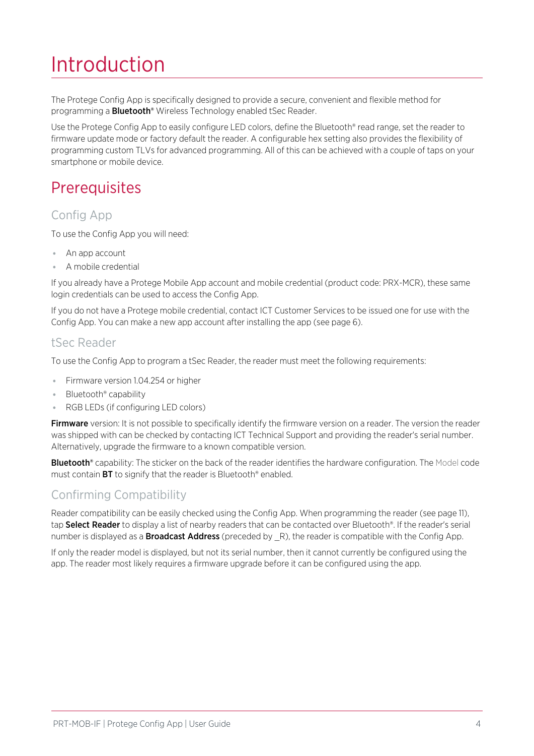# Introduction

The Protege Config App is specifically designed to provide a secure, convenient and flexible method for programming a **Bluetooth®** Wireless Technology enabled tSec Reader.

Use the Protege Config App to easily configure LED colors, define the Bluetooth® read range, set the reader to firmware update mode or factory default the reader. A configurable hex setting also provides the flexibility of programming custom TLVs for advanced programming. All of this can be achieved with a couple of taps on your smartphone or mobile device.

## Prerequisites

### Config App

To use the Config App you will need:

- An app account
- A mobile credential

If you already have a Protege Mobile App account and mobile credential (product code: PRX-MCR), these same login credentials can be used to access the Config App.

If you do not have a Protege mobile credential, contact ICT Customer Services to be issued one for use with the Config App. You can make a new app account after installing the app (see page 6).

### tSec Reader

To use the Config App to program a tSec Reader, the reader must meet the following requirements:

- Firmware version 1.04.254 or higher
- Bluetooth® capability
- RGB LEDs (if configuring LED colors)

**Firmware** version: It is not possible to specifically identify the firmware version on a reader. The version the reader was shipped with can be checked by contacting ICT Technical Support and providing the reader's serial number. Alternatively, upgrade the firmware to a known compatible version.

**Bluetooth®** capability: The sticker on the back of the reader identifies the hardware configuration. The Model code must contain **BT** to signify that the reader is Bluetooth® enabled.

### Confirming Compatibility

Reader compatibility can be easily checked using the Config App. When programming the reader (see page 11), tap **Select Reader** to display a list of nearby readers that can be contacted over Bluetooth®. If the reader's serial number is displayed as a **Broadcast Address** (preceded by _R), the reader is compatible with the Config App.

If only the reader model is displayed, but not its serial number, then it cannot currently be configured using the app. The reader most likely requires a firmware upgrade before it can be configured using the app.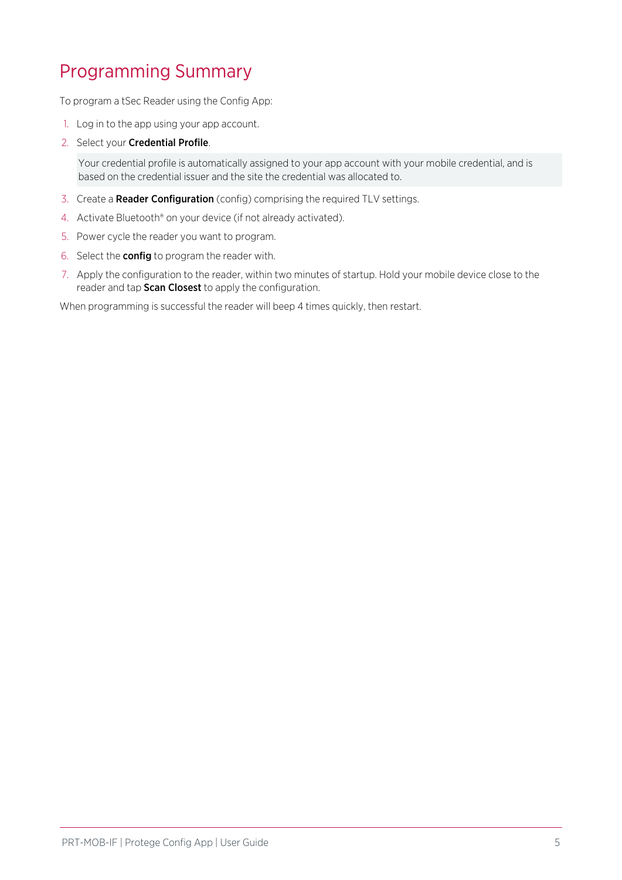# Programming Summary

To program a tSec Reader using the Config App:

1. Log in to the app using your app account.
2. Select your **Credential Profile**.

   Your credential profile is automatically assigned to your app account with your mobile credential, and is based on the credential issuer and the site the credential was allocated to.

3. Create a **Reader Configuration** (config) comprising the required TLV settings.
4. Activate Bluetooth® on your device (if not already activated).
5. Power cycle the reader you want to program.
6. Select the **config** to program the reader with.
7. Apply the configuration to the reader, within two minutes of startup. Hold your mobile device close to the reader and tap **Scan Closest** to apply the configuration.

When programming is successful the reader will beep 4 times quickly, then restart.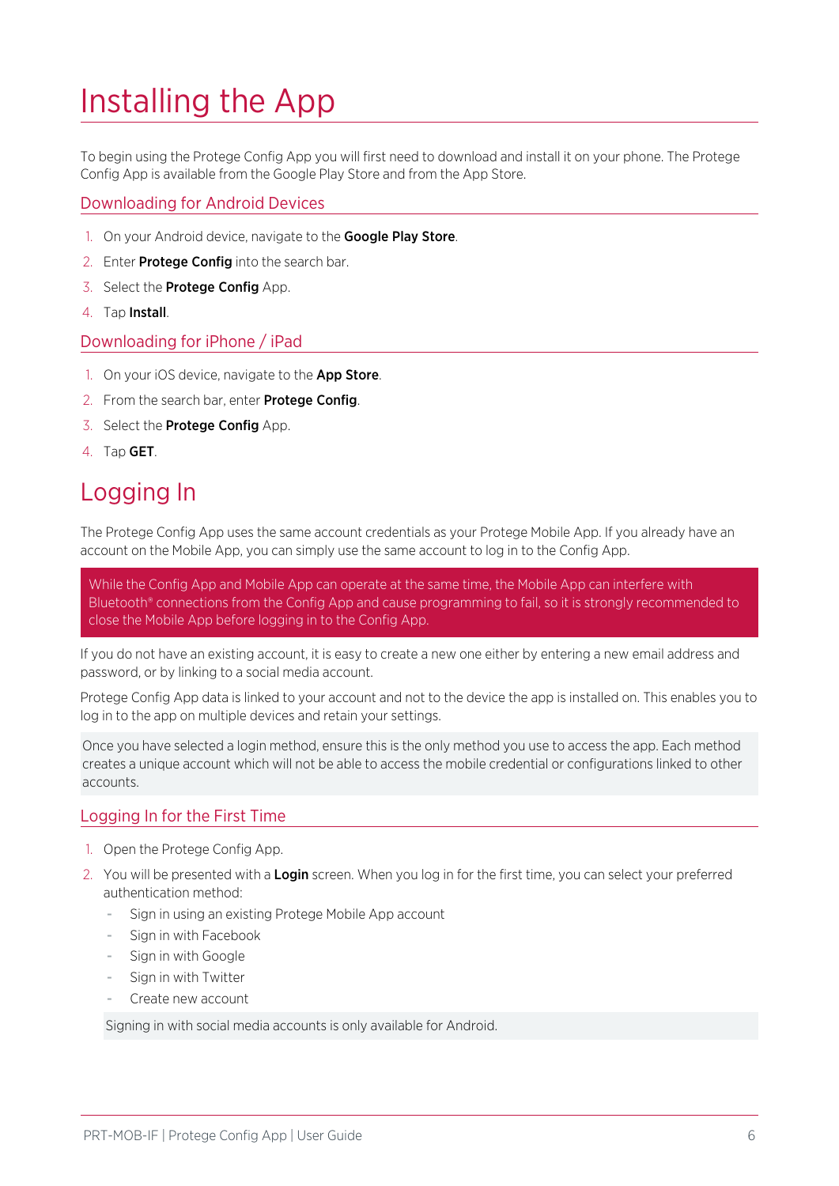# Installing the App

To begin using the Protege Config App you will first need to download and install it on your phone. The Protege Config App is available from the Google Play Store and from the App Store.

## Downloading for Android Devices

1. On your Android device, navigate to the **Google Play Store**.
2. Enter **Protege Config** into the search bar.
3. Select the **Protege Config** App.
4. Tap **Install**.

## Downloading for iPhone / iPad

1. On your iOS device, navigate to the **App Store**.
2. From the search bar, enter **Protege Config**.
3. Select the **Protege Config** App.
4. Tap **GET**.

# Logging In

The Protege Config App uses the same account credentials as your Protege Mobile App. If you already have an account on the Mobile App, you can simply use the same account to log in to the Config App.

> While the Config App and Mobile App can operate at the same time, the Mobile App can interfere with Bluetooth® connections from the Config App and cause programming to fail, so it is strongly recommended to close the Mobile App before logging in to the Config App.

If you do not have an existing account, it is easy to create a new one either by entering a new email address and password, or by linking to a social media account.

Protege Config App data is linked to your account and not to the device the app is installed on. This enables you to log in to the app on multiple devices and retain your settings.

> Once you have selected a login method, ensure this is the only method you use to access the app. Each method creates a unique account which will not be able to access the mobile credential or configurations linked to other accounts.

## Logging In for the First Time

1. Open the Protege Config App.
2. You will be presented with a **Login** screen. When you log in for the first time, you can select your preferred authentication method:
   - Sign in using an existing Protege Mobile App account
   - Sign in with Facebook
   - Sign in with Google
   - Sign in with Twitter
   - Create new account

   > Signing in with social media accounts is only available for Android.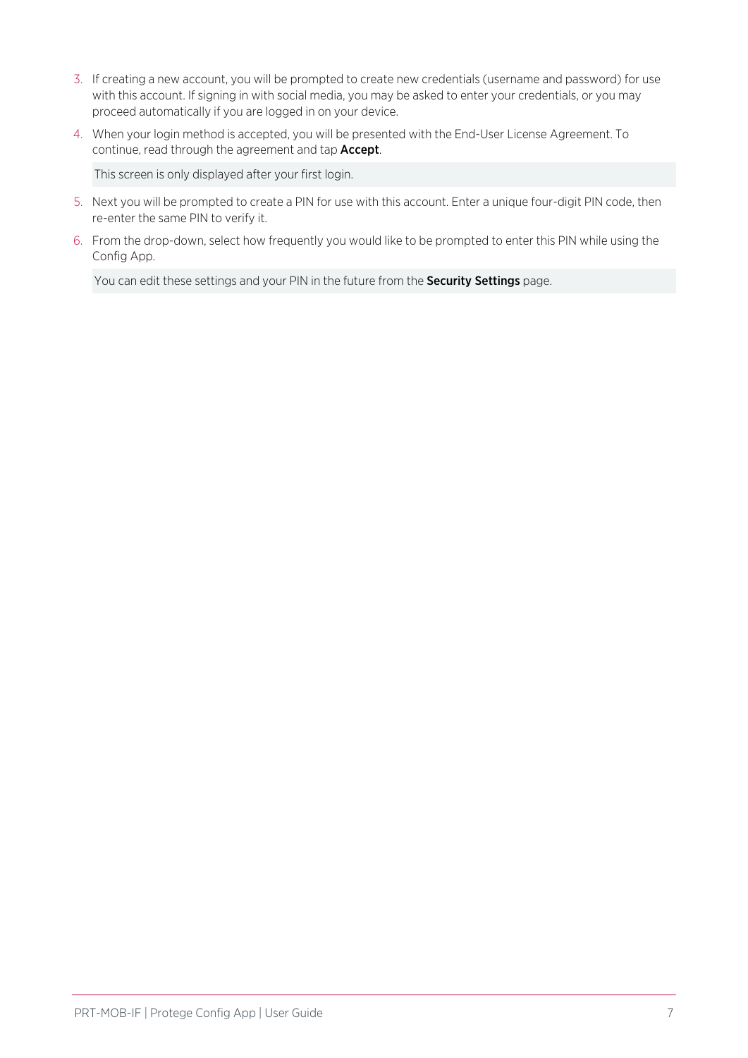3. If creating a new account, you will be prompted to create new credentials (username and password) for use with this account. If signing in with social media, you may be asked to enter your credentials, or you may proceed automatically if you are logged in on your device.
4. When your login method is accepted, you will be presented with the End-User License Agreement. To continue, read through the agreement and tap **Accept**.

   This screen is only displayed after your first login.

5. Next you will be prompted to create a PIN for use with this account. Enter a unique four-digit PIN code, then re-enter the same PIN to verify it.
6. From the drop-down, select how frequently you would like to be prompted to enter this PIN while using the Config App.

   You can edit these settings and your PIN in the future from the **Security Settings** page.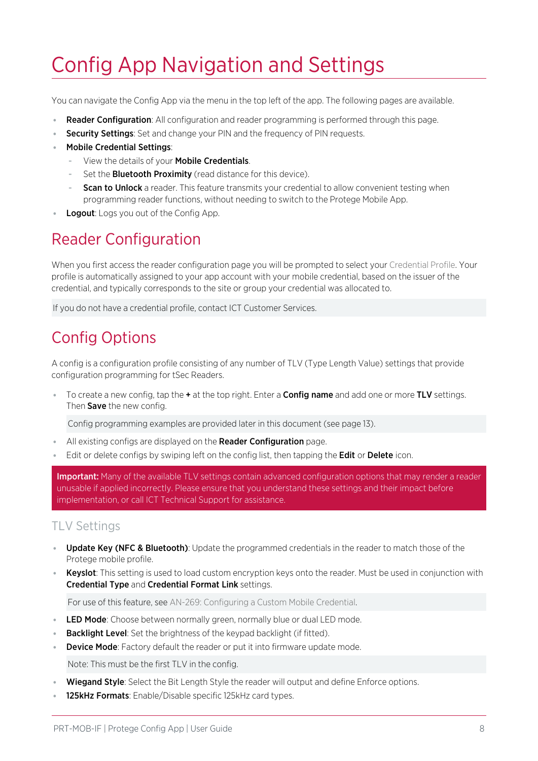# Config App Navigation and Settings

You can navigate the Config App via the menu in the top left of the app. The following pages are available.

- **Reader Configuration**: All configuration and reader programming is performed through this page.
- **Security Settings**: Set and change your PIN and the frequency of PIN requests.
- **Mobile Credential Settings**:
  - View the details of your **Mobile Credentials**.
  - Set the **Bluetooth Proximity** (read distance for this device).
  - **Scan to Unlock** a reader. This feature transmits your credential to allow convenient testing when programming reader functions, without needing to switch to the Protege Mobile App.
- **Logout**: Logs you out of the Config App.

## Reader Configuration

When you first access the reader configuration page you will be prompted to select your Credential Profile. Your profile is automatically assigned to your app account with your mobile credential, based on the issuer of the credential, and typically corresponds to the site or group your credential was allocated to.

If you do not have a credential profile, contact ICT Customer Services.

## Config Options

A config is a configuration profile consisting of any number of TLV (Type Length Value) settings that provide configuration programming for tSec Readers.

- To create a new config, tap the **+** at the top right. Enter a **Config name** and add one or more **TLV** settings. Then **Save** the new config.

  Config programming examples are provided later in this document (see page 13).

- All existing configs are displayed on the **Reader Configuration** page.
- Edit or delete configs by swiping left on the config list, then tapping the **Edit** or **Delete** icon.

**Important:** Many of the available TLV settings contain advanced configuration options that may render a reader unusable if applied incorrectly. Please ensure that you understand these settings and their impact before implementation, or call ICT Technical Support for assistance.

### TLV Settings

- **Update Key (NFC & Bluetooth)**: Update the programmed credentials in the reader to match those of the Protege mobile profile.
- **Keyslot**: This setting is used to load custom encryption keys onto the reader. Must be used in conjunction with **Credential Type** and **Credential Format Link** settings.

  For use of this feature, see AN-269: Configuring a Custom Mobile Credential.

- **LED Mode**: Choose between normally green, normally blue or dual LED mode.
- **Backlight Level**: Set the brightness of the keypad backlight (if fitted).
- **Device Mode**: Factory default the reader or put it into firmware update mode.

  Note: This must be the first TLV in the config.

- **Wiegand Style**: Select the Bit Length Style the reader will output and define Enforce options.
- **125kHz Formats**: Enable/Disable specific 125kHz card types.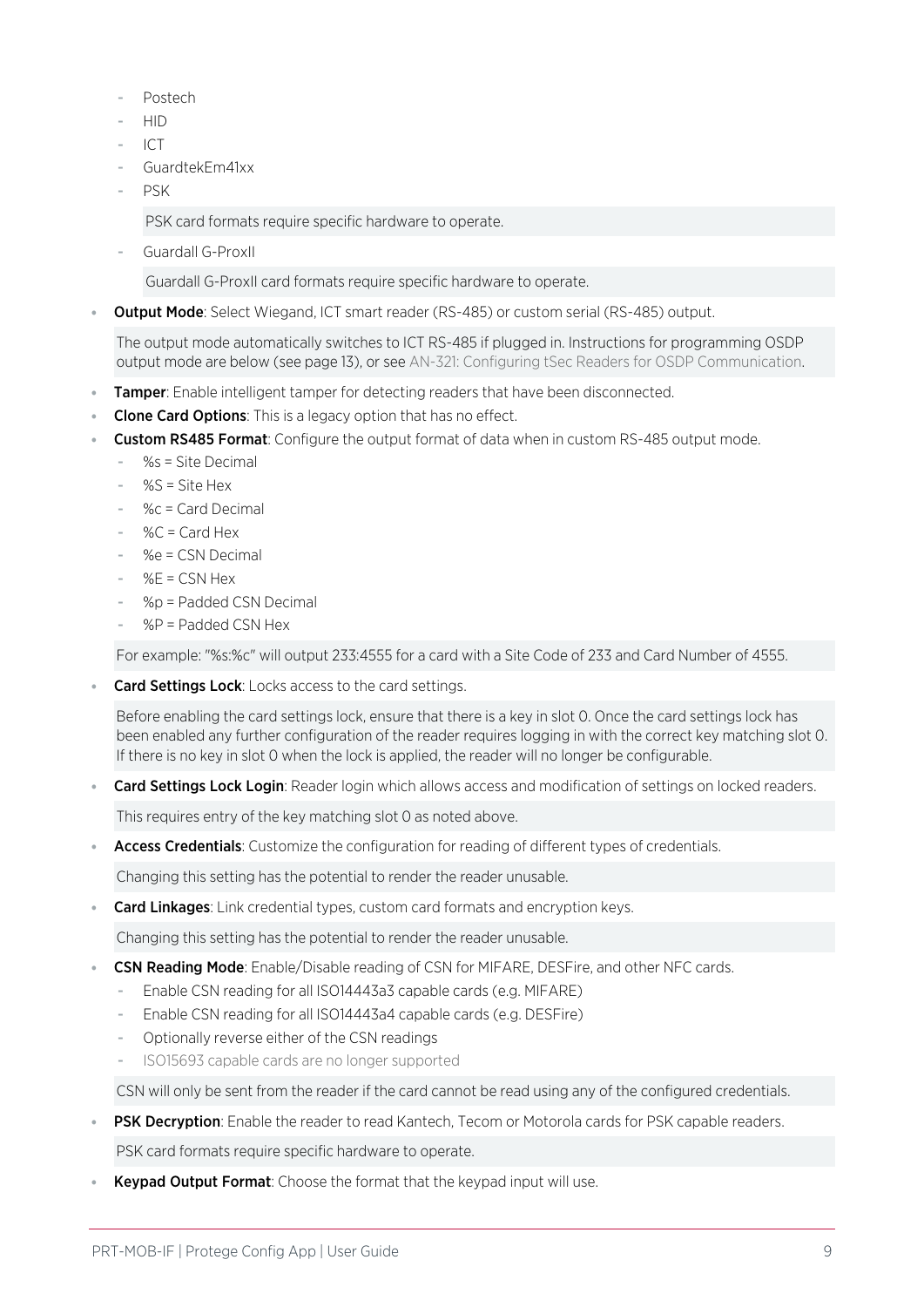- Postech
- HID
- ICT
- GuardtekEm41xx
- PSK

  PSK card formats require specific hardware to operate.

- Guardall G-ProxII

  Guardall G-ProxII card formats require specific hardware to operate.

- **Output Mode**: Select Wiegand, ICT smart reader (RS-485) or custom serial (RS-485) output.

  The output mode automatically switches to ICT RS-485 if plugged in. Instructions for programming OSDP output mode are below (see page 13), or see AN-321: Configuring tSec Readers for OSDP Communication.

- **Tamper**: Enable intelligent tamper for detecting readers that have been disconnected.
- **Clone Card Options**: This is a legacy option that has no effect.
- **Custom RS485 Format**: Configure the output format of data when in custom RS-485 output mode.
  - %s = Site Decimal
  - %S = Site Hex
  - %c = Card Decimal
  - %C = Card Hex
  - %e = CSN Decimal
  - %E = CSN Hex
  - %p = Padded CSN Decimal
  - %P = Padded CSN Hex

  For example: "%s:%c" will output 233:4555 for a card with a Site Code of 233 and Card Number of 4555.

- **Card Settings Lock**: Locks access to the card settings.

  Before enabling the card settings lock, ensure that there is a key in slot 0. Once the card settings lock has been enabled any further configuration of the reader requires logging in with the correct key matching slot 0. If there is no key in slot 0 when the lock is applied, the reader will no longer be configurable.

- **Card Settings Lock Login**: Reader login which allows access and modification of settings on locked readers.

  This requires entry of the key matching slot 0 as noted above.

- **Access Credentials**: Customize the configuration for reading of different types of credentials.

  Changing this setting has the potential to render the reader unusable.

- **Card Linkages**: Link credential types, custom card formats and encryption keys.

  Changing this setting has the potential to render the reader unusable.

- **CSN Reading Mode**: Enable/Disable reading of CSN for MIFARE, DESFire, and other NFC cards.
  - Enable CSN reading for all ISO14443a3 capable cards (e.g. MIFARE)
  - Enable CSN reading for all ISO14443a4 capable cards (e.g. DESFire)
  - Optionally reverse either of the CSN readings
  - ISO15693 capable cards are no longer supported

  CSN will only be sent from the reader if the card cannot be read using any of the configured credentials.

- **PSK Decryption**: Enable the reader to read Kantech, Tecom or Motorola cards for PSK capable readers.

  PSK card formats require specific hardware to operate.

- **Keypad Output Format**: Choose the format that the keypad input will use.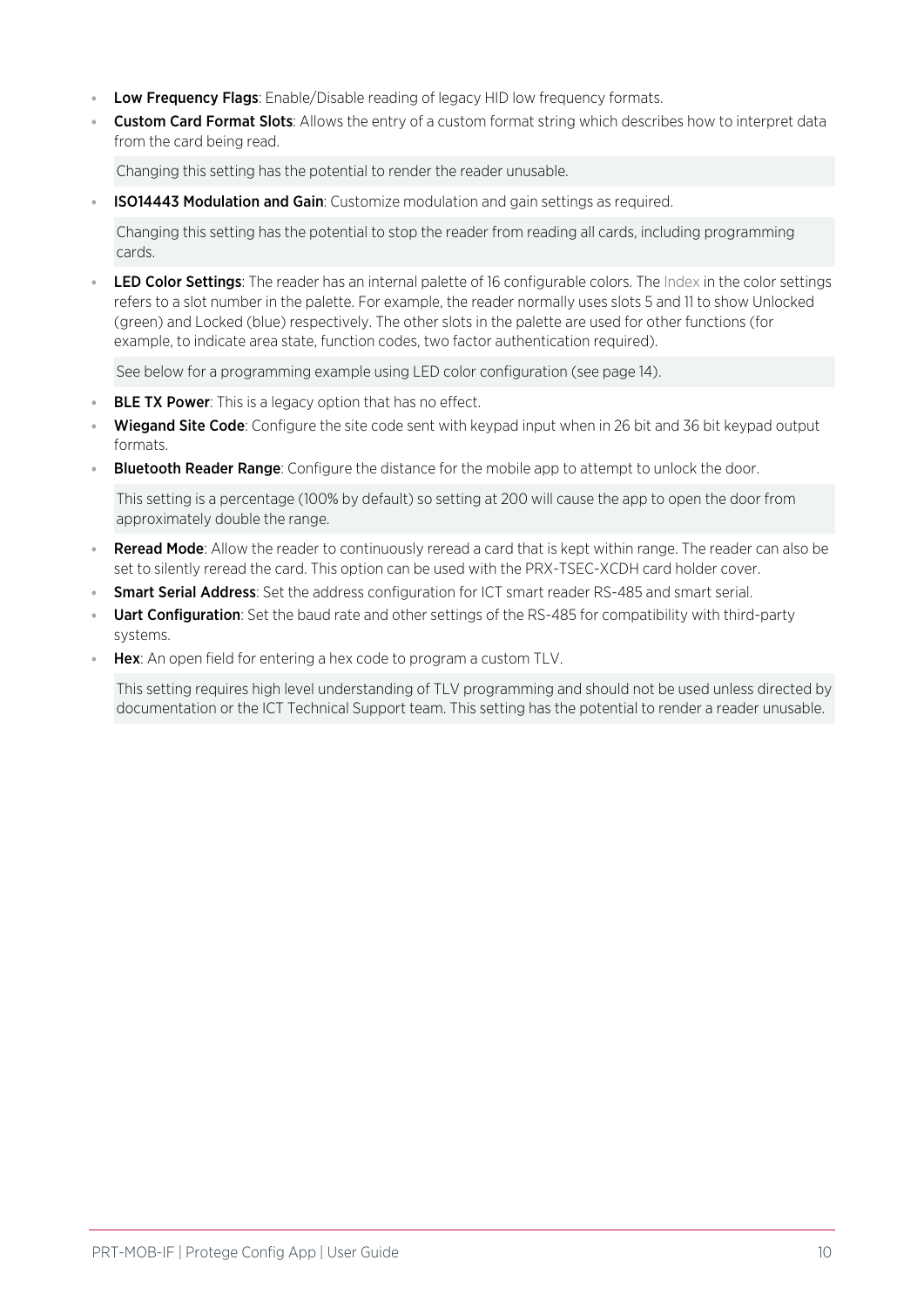- **Low Frequency Flags**: Enable/Disable reading of legacy HID low frequency formats.
- **Custom Card Format Slots**: Allows the entry of a custom format string which describes how to interpret data from the card being read.

  > Changing this setting has the potential to render the reader unusable.

- **ISO14443 Modulation and Gain**: Customize modulation and gain settings as required.

  > Changing this setting has the potential to stop the reader from reading all cards, including programming cards.

- **LED Color Settings**: The reader has an internal palette of 16 configurable colors. The Index in the color settings refers to a slot number in the palette. For example, the reader normally uses slots 5 and 11 to show Unlocked (green) and Locked (blue) respectively. The other slots in the palette are used for other functions (for example, to indicate area state, function codes, two factor authentication required).

  > See below for a programming example using LED color configuration (see page 14).

- **BLE TX Power**: This is a legacy option that has no effect.
- **Wiegand Site Code**: Configure the site code sent with keypad input when in 26 bit and 36 bit keypad output formats.
- **Bluetooth Reader Range**: Configure the distance for the mobile app to attempt to unlock the door.

  > This setting is a percentage (100% by default) so setting at 200 will cause the app to open the door from approximately double the range.

- **Reread Mode**: Allow the reader to continuously reread a card that is kept within range. The reader can also be set to silently reread the card. This option can be used with the PRX-TSEC-XCDH card holder cover.
- **Smart Serial Address**: Set the address configuration for ICT smart reader RS-485 and smart serial.
- **Uart Configuration**: Set the baud rate and other settings of the RS-485 for compatibility with third-party systems.
- **Hex**: An open field for entering a hex code to program a custom TLV.

  > This setting requires high level understanding of TLV programming and should not be used unless directed by documentation or the ICT Technical Support team. This setting has the potential to render a reader unusable.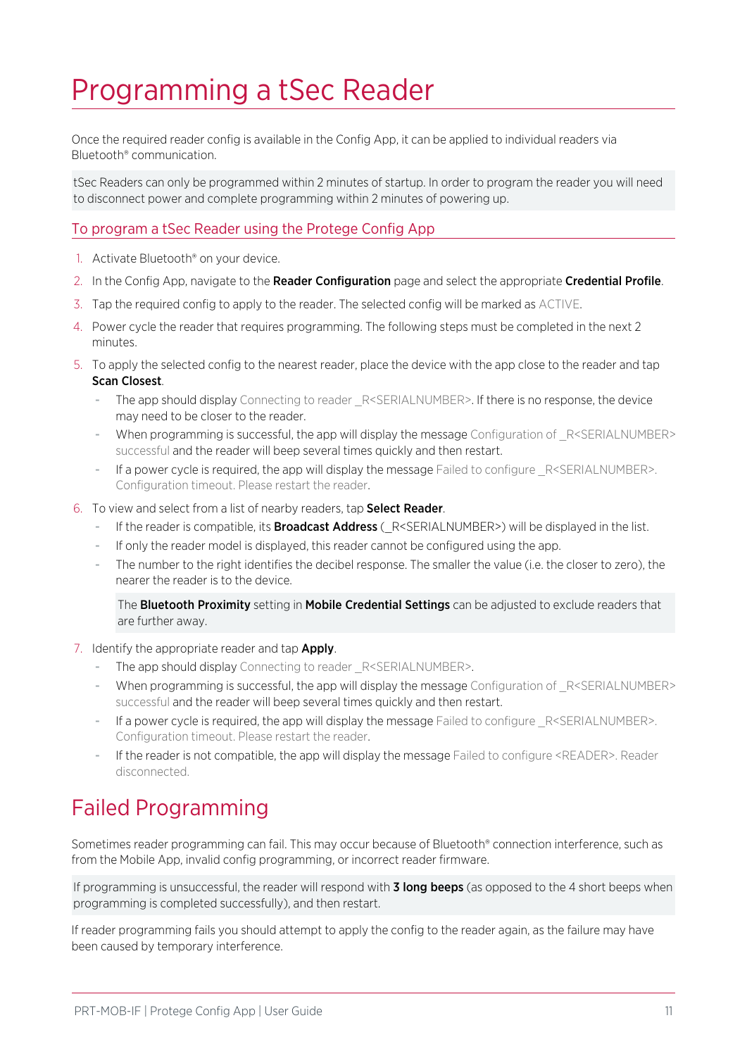# Programming a tSec Reader

Once the required reader config is available in the Config App, it can be applied to individual readers via Bluetooth® communication.

> tSec Readers can only be programmed within 2 minutes of startup. In order to program the reader you will need to disconnect power and complete programming within 2 minutes of powering up.

## To program a tSec Reader using the Protege Config App

1. Activate Bluetooth® on your device.
2. In the Config App, navigate to the **Reader Configuration** page and select the appropriate **Credential Profile**.
3. Tap the required config to apply to the reader. The selected config will be marked as ACTIVE.
4. Power cycle the reader that requires programming. The following steps must be completed in the next 2 minutes.
5. To apply the selected config to the nearest reader, place the device with the app close to the reader and tap **Scan Closest**.
   - The app should display Connecting to reader _R<SERIALNUMBER>. If there is no response, the device may need to be closer to the reader.
   - When programming is successful, the app will display the message Configuration of _R<SERIALNUMBER> successful and the reader will beep several times quickly and then restart.
   - If a power cycle is required, the app will display the message Failed to configure _R<SERIALNUMBER>. Configuration timeout. Please restart the reader.
6. To view and select from a list of nearby readers, tap **Select Reader**.
   - If the reader is compatible, its **Broadcast Address** (_R<SERIALNUMBER>) will be displayed in the list.
   - If only the reader model is displayed, this reader cannot be configured using the app.
   - The number to the right identifies the decibel response. The smaller the value (i.e. the closer to zero), the nearer the reader is to the device.

   > The **Bluetooth Proximity** setting in **Mobile Credential Settings** can be adjusted to exclude readers that are further away.

7. Identify the appropriate reader and tap **Apply**.
   - The app should display Connecting to reader _R<SERIALNUMBER>.
   - When programming is successful, the app will display the message Configuration of _R<SERIALNUMBER> successful and the reader will beep several times quickly and then restart.
   - If a power cycle is required, the app will display the message Failed to configure _R<SERIALNUMBER>. Configuration timeout. Please restart the reader.
   - If the reader is not compatible, the app will display the message Failed to configure <READER>. Reader disconnected.

# Failed Programming

Sometimes reader programming can fail. This may occur because of Bluetooth® connection interference, such as from the Mobile App, invalid config programming, or incorrect reader firmware.

> If programming is unsuccessful, the reader will respond with **3 long beeps** (as opposed to the 4 short beeps when programming is completed successfully), and then restart.

If reader programming fails you should attempt to apply the config to the reader again, as the failure may have been caused by temporary interference.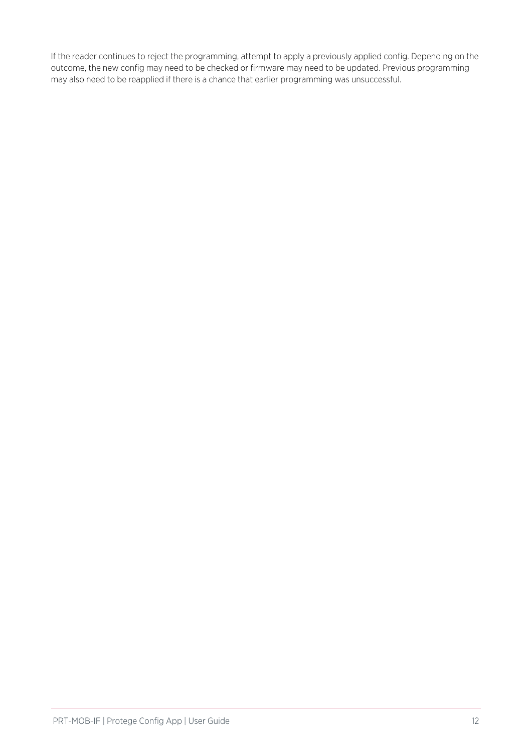If the reader continues to reject the programming, attempt to apply a previously applied config. Depending on the outcome, the new config may need to be checked or firmware may need to be updated. Previous programming may also need to be reapplied if there is a chance that earlier programming was unsuccessful.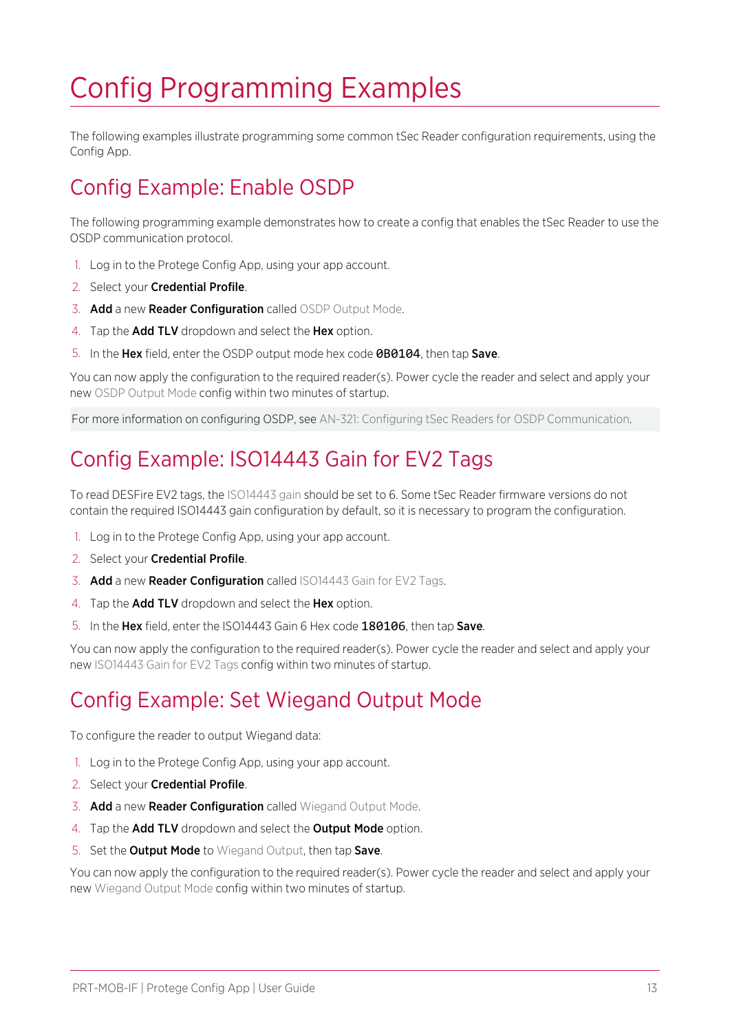# Config Programming Examples

The following examples illustrate programming some common tSec Reader configuration requirements, using the Config App.

## Config Example: Enable OSDP

The following programming example demonstrates how to create a config that enables the tSec Reader to use the OSDP communication protocol.

1. Log in to the Protege Config App, using your app account.
2. Select your **Credential Profile**.
3. **Add** a new **Reader Configuration** called OSDP Output Mode.
4. Tap the **Add TLV** dropdown and select the **Hex** option.
5. In the **Hex** field, enter the OSDP output mode hex code **0B0104**, then tap **Save**.

You can now apply the configuration to the required reader(s). Power cycle the reader and select and apply your new OSDP Output Mode config within two minutes of startup.

For more information on configuring OSDP, see AN-321: Configuring tSec Readers for OSDP Communication.

## Config Example: ISO14443 Gain for EV2 Tags

To read DESFire EV2 tags, the ISO14443 gain should be set to 6. Some tSec Reader firmware versions do not contain the required ISO14443 gain configuration by default, so it is necessary to program the configuration.

1. Log in to the Protege Config App, using your app account.
2. Select your **Credential Profile**.
3. **Add** a new **Reader Configuration** called ISO14443 Gain for EV2 Tags.
4. Tap the **Add TLV** dropdown and select the **Hex** option.
5. In the **Hex** field, enter the ISO14443 Gain 6 Hex code **180106**, then tap **Save**.

You can now apply the configuration to the required reader(s). Power cycle the reader and select and apply your new ISO14443 Gain for EV2 Tags config within two minutes of startup.

## Config Example: Set Wiegand Output Mode

To configure the reader to output Wiegand data:

1. Log in to the Protege Config App, using your app account.
2. Select your **Credential Profile**.
3. **Add** a new **Reader Configuration** called Wiegand Output Mode.
4. Tap the **Add TLV** dropdown and select the **Output Mode** option.
5. Set the **Output Mode** to Wiegand Output, then tap **Save**.

You can now apply the configuration to the required reader(s). Power cycle the reader and select and apply your new Wiegand Output Mode config within two minutes of startup.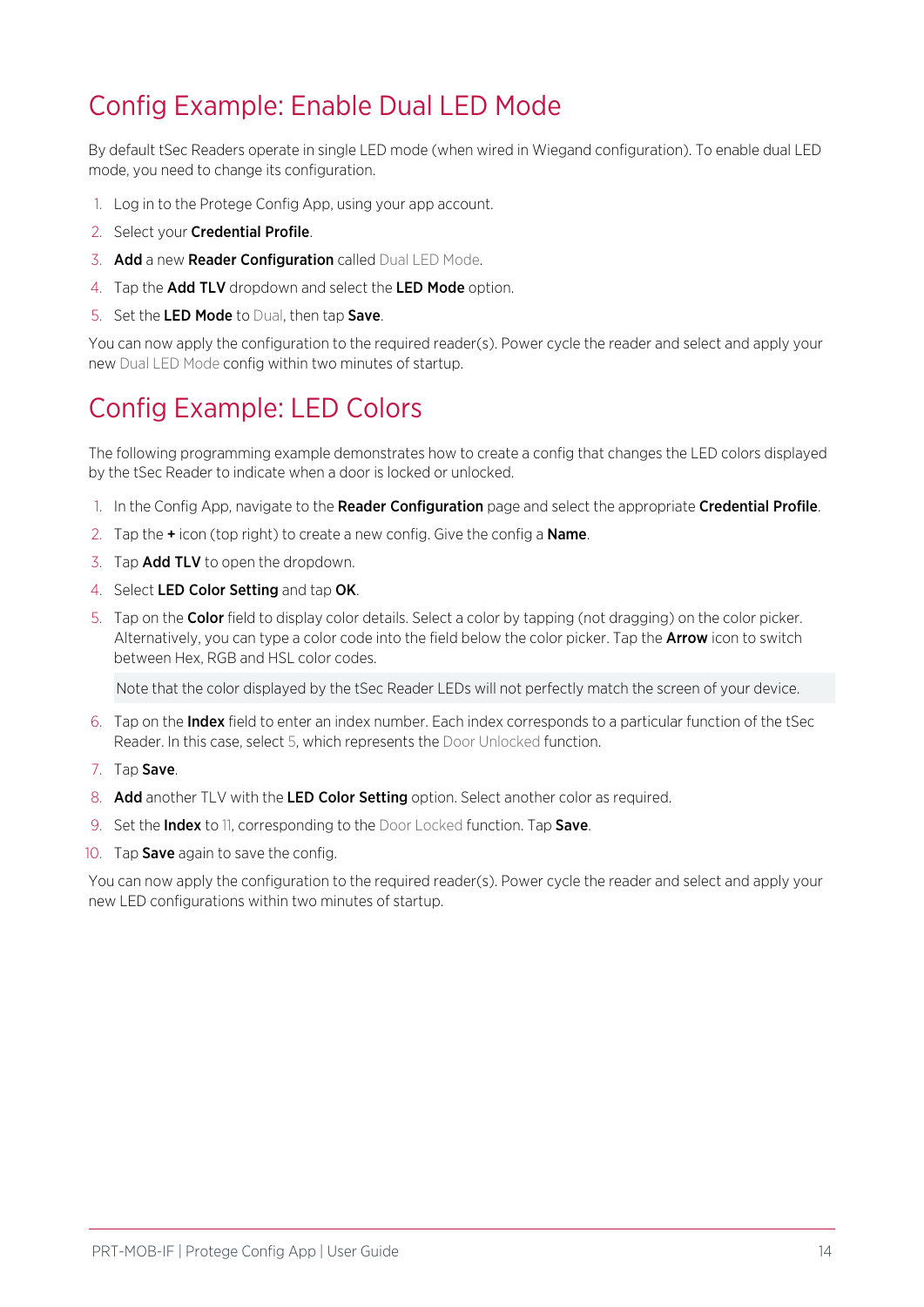## Config Example: Enable Dual LED Mode

By default tSec Readers operate in single LED mode (when wired in Wiegand configuration). To enable dual LED mode, you need to change its configuration.

1. Log in to the Protege Config App, using your app account.
2. Select your **Credential Profile**.
3. **Add** a new **Reader Configuration** called Dual LED Mode.
4. Tap the **Add TLV** dropdown and select the **LED Mode** option.
5. Set the **LED Mode** to Dual, then tap **Save**.

You can now apply the configuration to the required reader(s). Power cycle the reader and select and apply your new Dual LED Mode config within two minutes of startup.

## Config Example: LED Colors

The following programming example demonstrates how to create a config that changes the LED colors displayed by the tSec Reader to indicate when a door is locked or unlocked.

1. In the Config App, navigate to the **Reader Configuration** page and select the appropriate **Credential Profile**.
2. Tap the **+** icon (top right) to create a new config. Give the config a **Name**.
3. Tap **Add TLV** to open the dropdown.
4. Select **LED Color Setting** and tap **OK**.
5. Tap on the **Color** field to display color details. Select a color by tapping (not dragging) on the color picker. Alternatively, you can type a color code into the field below the color picker. Tap the **Arrow** icon to switch between Hex, RGB and HSL color codes.

   Note that the color displayed by the tSec Reader LEDs will not perfectly match the screen of your device.

6. Tap on the **Index** field to enter an index number. Each index corresponds to a particular function of the tSec Reader. In this case, select 5, which represents the Door Unlocked function.
7. Tap **Save**.
8. **Add** another TLV with the **LED Color Setting** option. Select another color as required.
9. Set the **Index** to 11, corresponding to the Door Locked function. Tap **Save**.
10. Tap **Save** again to save the config.

You can now apply the configuration to the required reader(s). Power cycle the reader and select and apply your new LED configurations within two minutes of startup.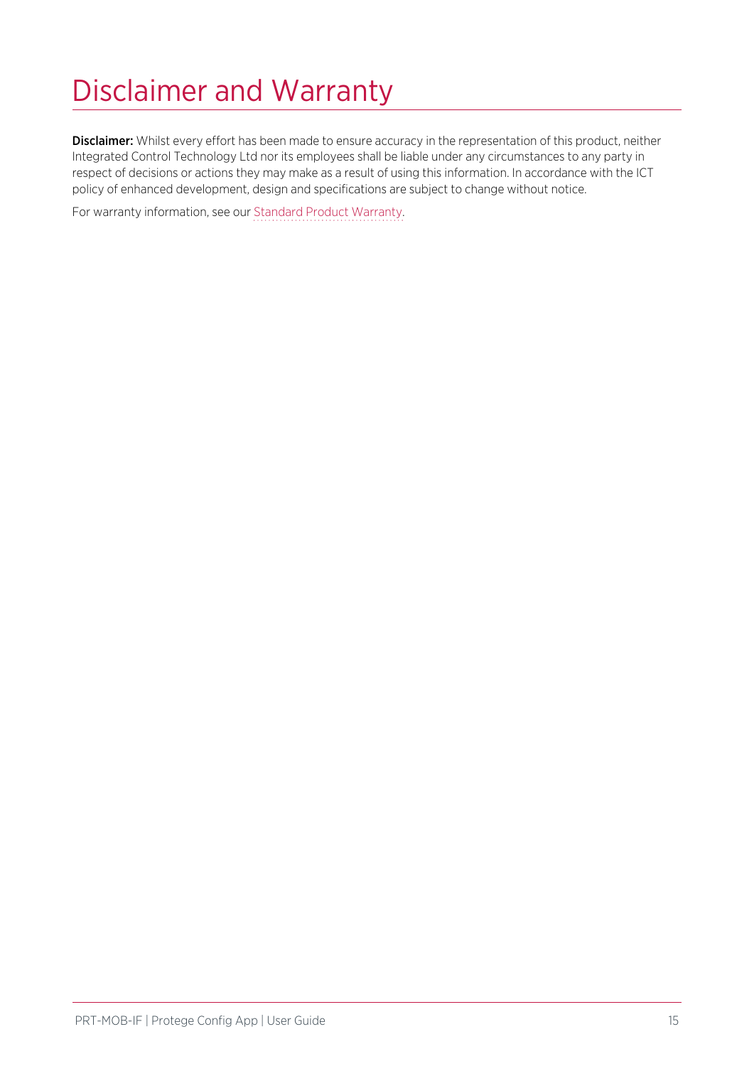# Disclaimer and Warranty

**Disclaimer:** Whilst every effort has been made to ensure accuracy in the representation of this product, neither Integrated Control Technology Ltd nor its employees shall be liable under any circumstances to any party in respect of decisions or actions they may make as a result of using this information. In accordance with the ICT policy of enhanced development, design and specifications are subject to change without notice.

For warranty information, see our Standard Product Warranty.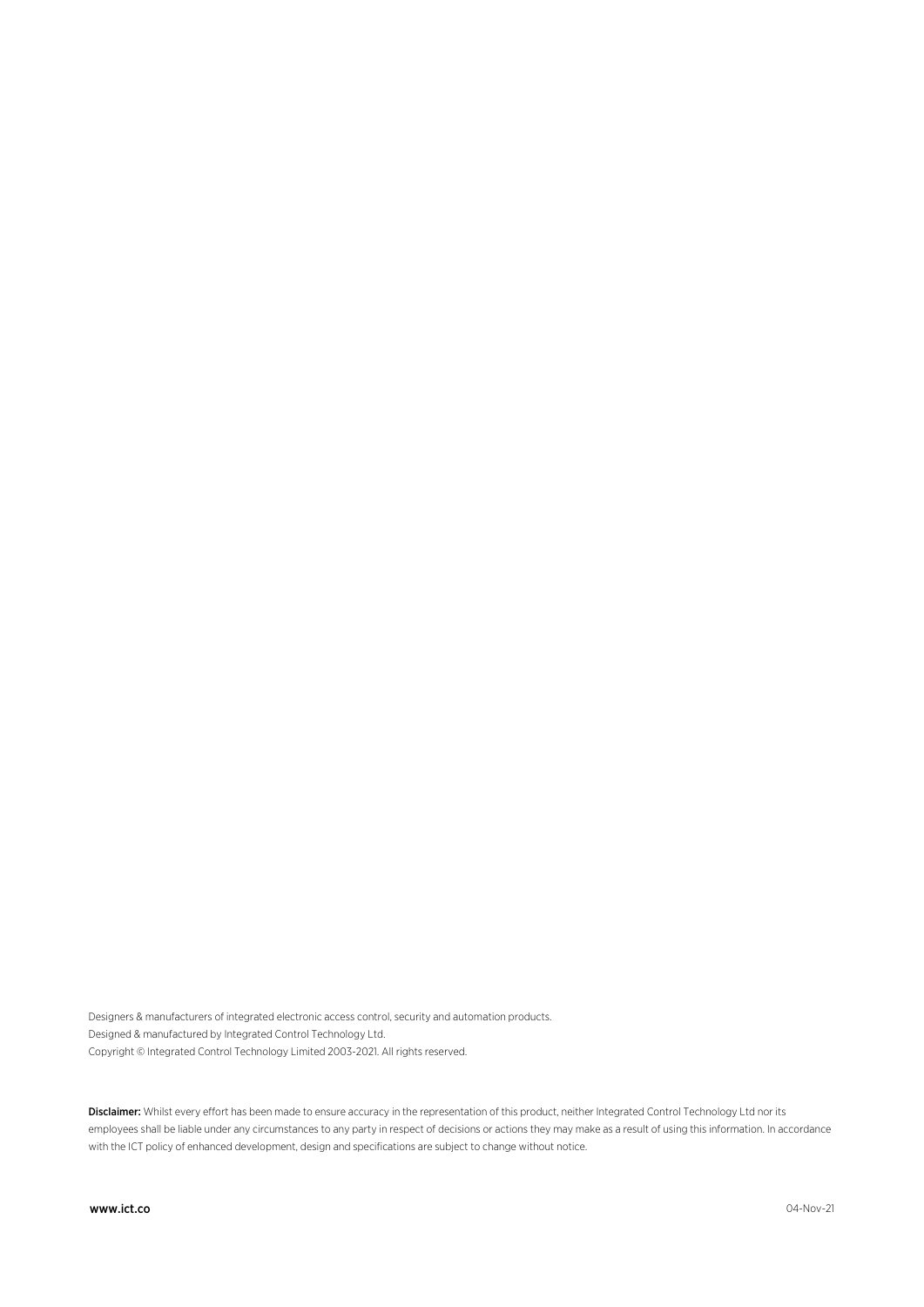Designers & manufacturers of integrated electronic access control, security and automation products.

Designed & manufactured by Integrated Control Technology Ltd.

Copyright © Integrated Control Technology Limited 2003-2021. All rights reserved.

**Disclaimer:** Whilst every effort has been made to ensure accuracy in the representation of this product, neither Integrated Control Technology Ltd nor its employees shall be liable under any circumstances to any party in respect of decisions or actions they may make as a result of using this information. In accordance with the ICT policy of enhanced development, design and specifications are subject to change without notice.

**www.ict.co**

04-Nov-21